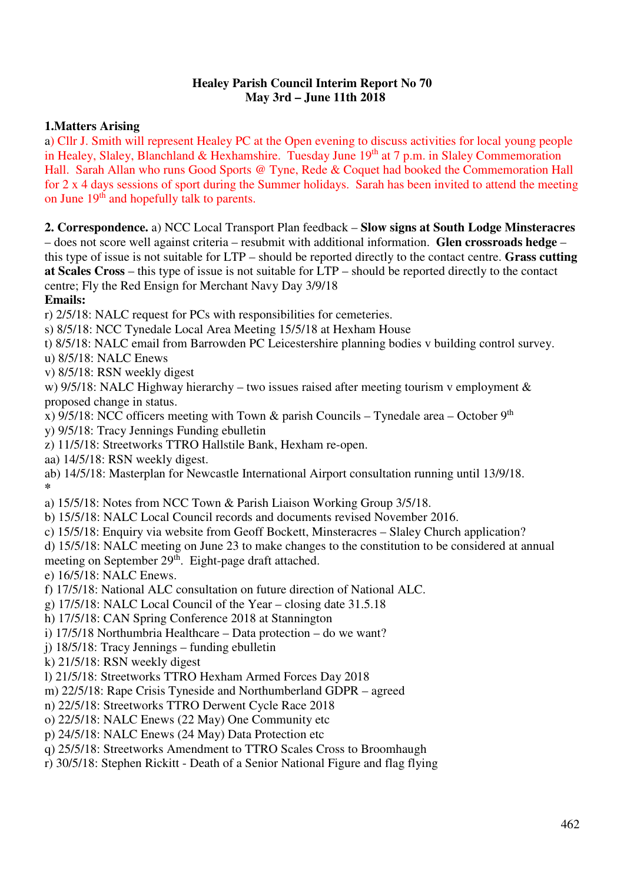**Healey Parish Council Interim Report No 70**
**May 3rd – June 11th 2018**

**1.Matters Arising**

a) Cllr J. Smith will represent Healey PC at the Open evening to discuss activities for local young people in Healey, Slaley, Blanchland & Hexhamshire. Tuesday June 19th at 7 p.m. in Slaley Commemoration Hall. Sarah Allan who runs Good Sports @ Tyne, Rede & Coquet had booked the Commemoration Hall for 2 x 4 days sessions of sport during the Summer holidays. Sarah has been invited to attend the meeting on June 19th and hopefully talk to parents.

**2. Correspondence.** a) NCC Local Transport Plan feedback – **Slow signs at South Lodge Minsteracres** – does not score well against criteria – resubmit with additional information. **Glen crossroads hedge** – this type of issue is not suitable for LTP – should be reported directly to the contact centre. **Grass cutting at Scales Cross** – this type of issue is not suitable for LTP – should be reported directly to the contact centre; Fly the Red Ensign for Merchant Navy Day 3/9/18

**Emails:**

r) 2/5/18: NALC request for PCs with responsibilities for cemeteries.
s) 8/5/18: NCC Tynedale Local Area Meeting 15/5/18 at Hexham House
t) 8/5/18: NALC email from Barrowden PC Leicestershire planning bodies v building control survey.
u) 8/5/18: NALC Enews
v) 8/5/18: RSN weekly digest
w) 9/5/18: NALC Highway hierarchy – two issues raised after meeting tourism v employment & proposed change in status.
x) 9/5/18: NCC officers meeting with Town & parish Councils – Tynedale area – October 9th
y) 9/5/18: Tracy Jennings Funding ebulletin
z) 11/5/18: Streetworks TTRO Hallstile Bank, Hexham re-open.
aa) 14/5/18: RSN weekly digest.
ab) 14/5/18: Masterplan for Newcastle International Airport consultation running until 13/9/18.
*
a) 15/5/18: Notes from NCC Town & Parish Liaison Working Group 3/5/18.
b) 15/5/18: NALC Local Council records and documents revised November 2016.
c) 15/5/18: Enquiry via website from Geoff Bockett, Minsteracres – Slaley Church application?
d) 15/5/18: NALC meeting on June 23 to make changes to the constitution to be considered at annual meeting on September 29th. Eight-page draft attached.
e) 16/5/18: NALC Enews.
f) 17/5/18: National ALC consultation on future direction of National ALC.
g) 17/5/18: NALC Local Council of the Year – closing date 31.5.18
h) 17/5/18: CAN Spring Conference 2018 at Stannington
i) 17/5/18 Northumbria Healthcare – Data protection – do we want?
j) 18/5/18: Tracy Jennings – funding ebulletin
k) 21/5/18: RSN weekly digest
l) 21/5/18: Streetworks TTRO Hexham Armed Forces Day 2018
m) 22/5/18: Rape Crisis Tyneside and Northumberland GDPR – agreed
n) 22/5/18: Streetworks TTRO Derwent Cycle Race 2018
o) 22/5/18: NALC Enews (22 May) One Community etc
p) 24/5/18: NALC Enews (24 May) Data Protection etc
q) 25/5/18: Streetworks Amendment to TTRO Scales Cross to Broomhaugh
r) 30/5/18: Stephen Rickitt - Death of a Senior National Figure and flag flying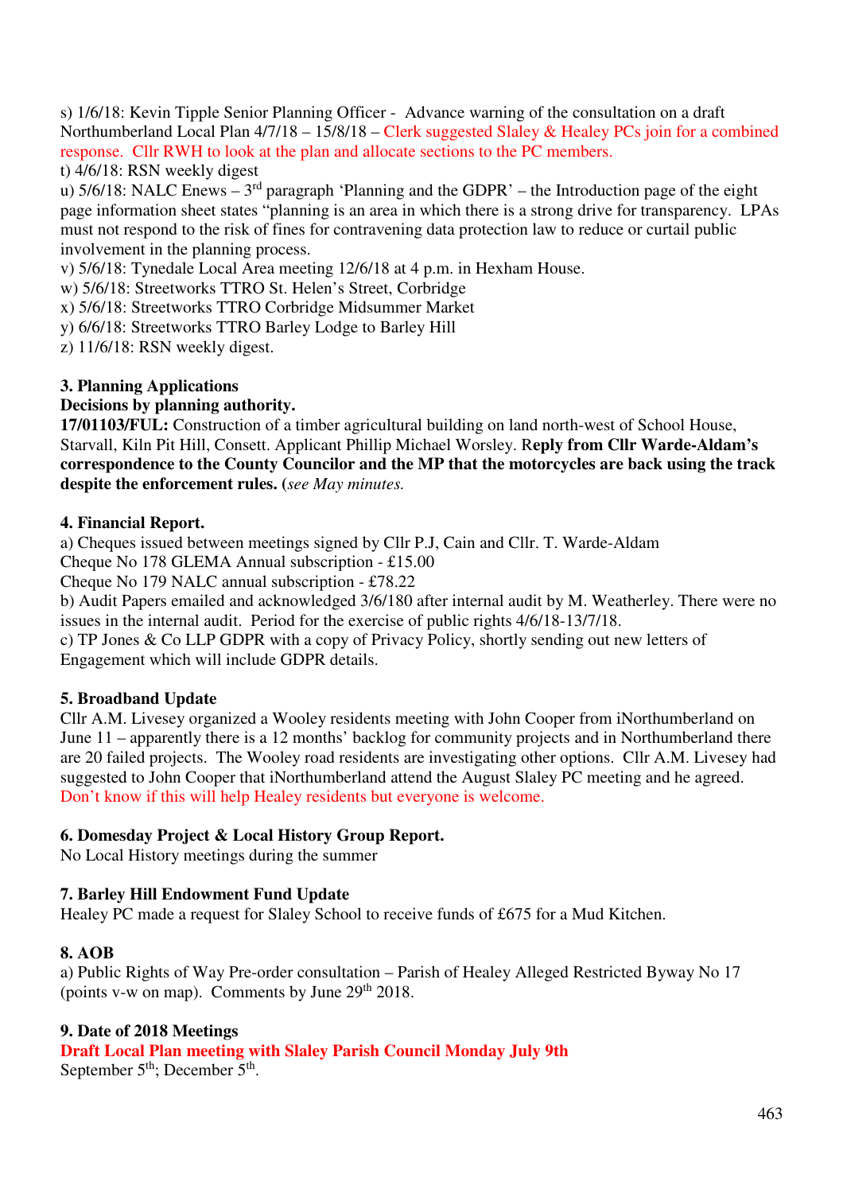s) 1/6/18: Kevin Tipple Senior Planning Officer - Advance warning of the consultation on a draft Northumberland Local Plan 4/7/18 – 15/8/18 – Clerk suggested Slaley & Healey PCs join for a combined response. Cllr RWH to look at the plan and allocate sections to the PC members.

t) 4/6/18: RSN weekly digest

u) 5/6/18: NALC Enews – 3rd paragraph 'Planning and the GDPR' – the Introduction page of the eight page information sheet states "planning is an area in which there is a strong drive for transparency. LPAs must not respond to the risk of fines for contravening data protection law to reduce or curtail public involvement in the planning process.

v) 5/6/18: Tynedale Local Area meeting 12/6/18 at 4 p.m. in Hexham House.

w) 5/6/18: Streetworks TTRO St. Helen's Street, Corbridge

x) 5/6/18: Streetworks TTRO Corbridge Midsummer Market

y) 6/6/18: Streetworks TTRO Barley Lodge to Barley Hill

z) 11/6/18: RSN weekly digest.

### 3. Planning Applications

**Decisions by planning authority.**

**17/01103/FUL:** Construction of a timber agricultural building on land north-west of School House, Starvall, Kiln Pit Hill, Consett. Applicant Phillip Michael Worsley. **Reply from Cllr Warde-Aldam's correspondence to the County Councilor and the MP that the motorcycles are back using the track despite the enforcement rules. (***see May minutes.*

### 4. Financial Report.

a) Cheques issued between meetings signed by Cllr P.J, Cain and Cllr. T. Warde-Aldam

Cheque No 178 GLEMA Annual subscription - £15.00

Cheque No 179 NALC annual subscription - £78.22

b) Audit Papers emailed and acknowledged 3/6/180 after internal audit by M. Weatherley. There were no issues in the internal audit. Period for the exercise of public rights 4/6/18-13/7/18.

c) TP Jones & Co LLP GDPR with a copy of Privacy Policy, shortly sending out new letters of Engagement which will include GDPR details.

### 5. Broadband Update

Cllr A.M. Livesey organized a Wooley residents meeting with John Cooper from iNorthumberland on June 11 – apparently there is a 12 months' backlog for community projects and in Northumberland there are 20 failed projects. The Wooley road residents are investigating other options. Cllr A.M. Livesey had suggested to John Cooper that iNorthumberland attend the August Slaley PC meeting and he agreed. Don't know if this will help Healey residents but everyone is welcome.

### 6. Domesday Project & Local History Group Report.

No Local History meetings during the summer

### 7. Barley Hill Endowment Fund Update

Healey PC made a request for Slaley School to receive funds of £675 for a Mud Kitchen.

### 8. AOB

a) Public Rights of Way Pre-order consultation – Parish of Healey Alleged Restricted Byway No 17 (points v-w on map). Comments by June 29th 2018.

### 9. Date of 2018 Meetings

**Draft Local Plan meeting with Slaley Parish Council Monday July 9th**

September 5th; December 5th.